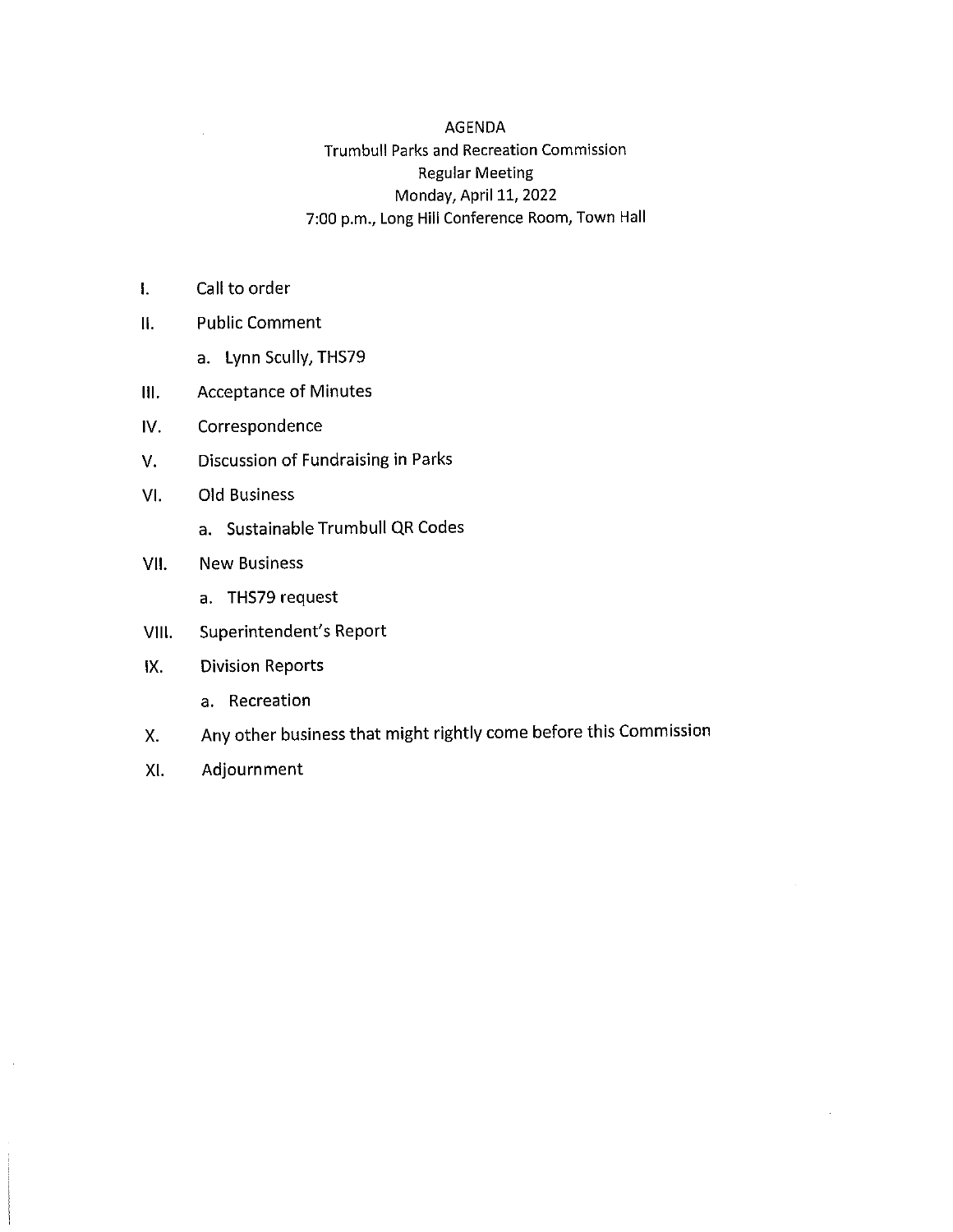# AGENDA

## Trumbull Parks and Recreation Commission

### Regular Meeting

Monday, April 11, 2022

7:00 p.m., Long Hill Conference Room, Town Hall

I. Call to order

II. Public Comment

   a. Lynn Scully, THS79

III. Acceptance of Minutes

IV. Correspondence

V. Discussion of Fundraising in Parks

VI. Old Business

   a. Sustainable Trumbull QR Codes

VII. New Business

   a. THS79 request

VIII. Superintendent's Report

IX. Division Reports

   a. Recreation

X. Any other business that might rightly come before this Commission

XI. Adjournment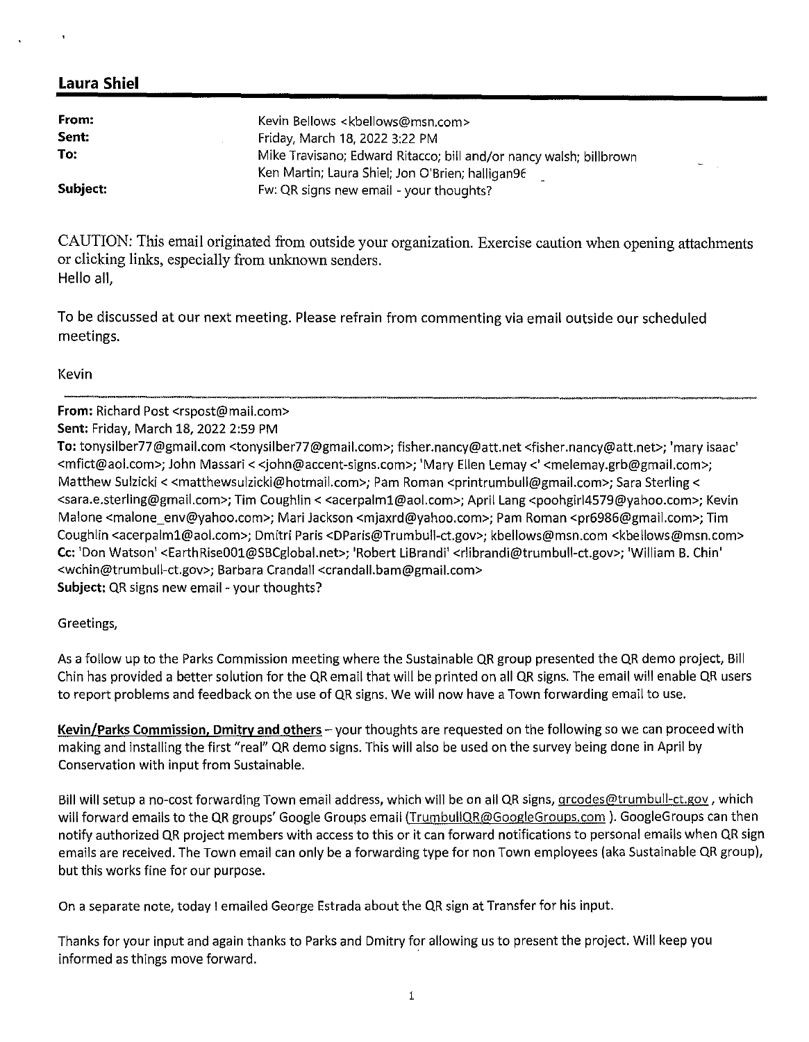## Laura Shiel

| | |
|---|---|
| **From:** | Kevin Bellows <kbellows@msn.com> |
| **Sent:** | Friday, March 18, 2022 3:22 PM |
| **To:** | Mike Travisano; Edward Ritacco; bill and/or nancy walsh; billbrown Ken Martin; Laura Shiel; Jon O'Brien; halligan96 |
| **Subject:** | Fw: QR signs new email - your thoughts? |

CAUTION: This email originated from outside your organization. Exercise caution when opening attachments or clicking links, especially from unknown senders.

Hello all,

To be discussed at our next meeting. Please refrain from commenting via email outside our scheduled meetings.

Kevin

---

**From:** Richard Post <rspost@mail.com>
**Sent:** Friday, March 18, 2022 2:59 PM
**To:** tonysilber77@gmail.com <tonysilber77@gmail.com>; fisher.nancy@att.net <fisher.nancy@att.net>; 'mary isaac' <mfict@aol.com>; John Massari < <john@accent-signs.com>; 'Mary Ellen Lemay <' <melemay.grb@gmail.com>; Matthew Sulzicki < <matthewsulzicki@hotmail.com>; Pam Roman <printrumbull@gmail.com>; Sara Sterling < <sara.e.sterling@gmail.com>; Tim Coughlin < <acerpalm1@aol.com>; April Lang <poohgirl4579@yahoo.com>; Kevin Malone <malone_env@yahoo.com>; Mari Jackson <mjaxrd@yahoo.com>; Pam Roman <pr6986@gmail.com>; Tim Coughlin <acerpalm1@aol.com>; Dmitri Paris <DParis@Trumbull-ct.gov>; kbellows@msn.com <kbellows@msn.com>
**Cc:** 'Don Watson' <EarthRise001@SBCglobal.net>; 'Robert LiBrandi' <rlibrandi@trumbull-ct.gov>; 'William B. Chin' <wchin@trumbull-ct.gov>; Barbara Crandall <crandall.bam@gmail.com>
**Subject:** QR signs new email - your thoughts?

Greetings,

As a follow up to the Parks Commission meeting where the Sustainable QR group presented the QR demo project, Bill Chin has provided a better solution for the QR email that will be printed on all QR signs. The email will enable QR users to report problems and feedback on the use of QR signs. We will now have a Town forwarding email to use.

**Kevin/Parks Commission, Dmitry and others** – your thoughts are requested on the following so we can proceed with making and installing the first "real" QR demo signs. This will also be used on the survey being done in April by Conservation with input from Sustainable.

Bill will setup a no-cost forwarding Town email address, which will be on all QR signs, qrcodes@trumbull-ct.gov , which will forward emails to the QR groups' Google Groups email (TrumbullQR@GoogleGroups.com ). GoogleGroups can then notify authorized QR project members with access to this or it can forward notifications to personal emails when QR sign emails are received. The Town email can only be a forwarding type for non Town employees (aka Sustainable QR group), but this works fine for our purpose.

On a separate note, today I emailed George Estrada about the QR sign at Transfer for his input.

Thanks for your input and again thanks to Parks and Dmitry for allowing us to present the project. Will keep you informed as things move forward.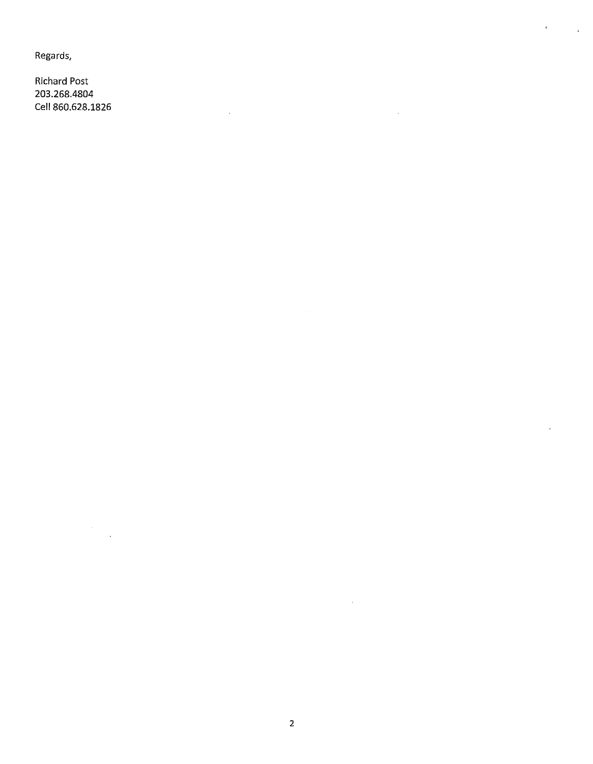Regards,

Richard Post
203.268.4804
Cell 860.628.1826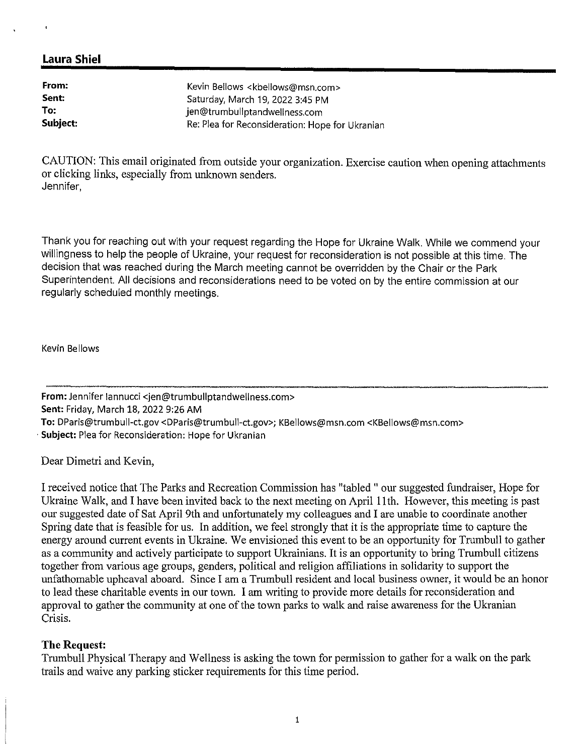## Laura Shiel

| | |
|---|---|
| **From:** | Kevin Bellows <kbellows@msn.com> |
| **Sent:** | Saturday, March 19, 2022 3:45 PM |
| **To:** | jen@trumbullptandwellness.com |
| **Subject:** | Re: Plea for Reconsideration: Hope for Ukranian |

CAUTION: This email originated from outside your organization. Exercise caution when opening attachments or clicking links, especially from unknown senders.

Jennifer,

Thank you for reaching out with your request regarding the Hope for Ukraine Walk. While we commend your willingness to help the people of Ukraine, your request for reconsideration is not possible at this time. The decision that was reached during the March meeting cannot be overridden by the Chair or the Park Superintendent. All decisions and reconsiderations need to be voted on by the entire commission at our regularly scheduled monthly meetings.

Kevin Bellows

---

**From:** Jennifer Iannucci <jen@trumbullptandwellness.com>
**Sent:** Friday, March 18, 2022 9:26 AM
**To:** DParis@trumbull-ct.gov <DParis@trumbull-ct.gov>; KBellows@msn.com <KBellows@msn.com>
**Subject:** Plea for Reconsideration: Hope for Ukranian

Dear Dimetri and Kevin,

I received notice that The Parks and Recreation Commission has "tabled " our suggested fundraiser, Hope for Ukraine Walk, and I have been invited back to the next meeting on April 11th. However, this meeting is past our suggested date of Sat April 9th and unfortunately my colleagues and I are unable to coordinate another Spring date that is feasible for us. In addition, we feel strongly that it is the appropriate time to capture the energy around current events in Ukraine. We envisioned this event to be an opportunity for Trumbull to gather as a community and actively participate to support Ukrainians. It is an opportunity to bring Trumbull citizens together from various age groups, genders, political and religion affiliations in solidarity to support the unfathomable upheaval aboard. Since I am a Trumbull resident and local business owner, it would be an honor to lead these charitable events in our town. I am writing to provide more details for reconsideration and approval to gather the community at one of the town parks to walk and raise awareness for the Ukranian Crisis.

**The Request:**
Trumbull Physical Therapy and Wellness is asking the town for permission to gather for a walk on the park trails and waive any parking sticker requirements for this time period.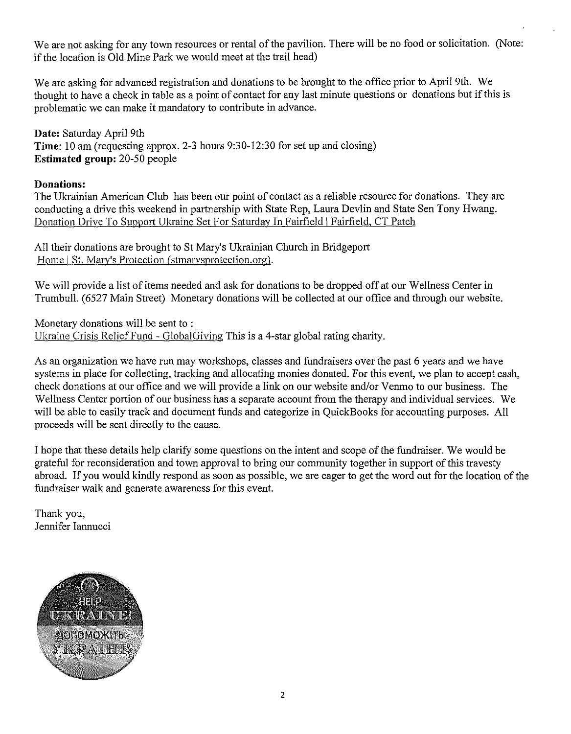We are not asking for any town resources or rental of the pavilion. There will be no food or solicitation. (Note: if the location is Old Mine Park we would meet at the trail head)

We are asking for advanced registration and donations to be brought to the office prior to April 9th. We thought to have a check in table as a point of contact for any last minute questions or donations but if this is problematic we can make it mandatory to contribute in advance.

**Date:** Saturday April 9th
**Time**: 10 am (requesting approx. 2-3 hours 9:30-12:30 for set up and closing)
**Estimated group:** 20-50 people

**Donations:**
The Ukrainian American Club has been our point of contact as a reliable resource for donations. They are conducting a drive this weekend in partnership with State Rep, Laura Devlin and State Sen Tony Hwang.
Donation Drive To Support Ukraine Set For Saturday In Fairfield | Fairfield, CT Patch

All their donations are brought to St Mary's Ukrainian Church in Bridgeport
Home | St. Mary's Protection (stmarysprotection.org).

We will provide a list of items needed and ask for donations to be dropped off at our Wellness Center in Trumbull. (6527 Main Street) Monetary donations will be collected at our office and through our website.

Monetary donations will be sent to :
Ukraine Crisis Relief Fund - GlobalGiving This is a 4-star global rating charity.

As an organization we have run may workshops, classes and fundraisers over the past 6 years and we have systems in place for collecting, tracking and allocating monies donated. For this event, we plan to accept cash, check donations at our office and we will provide a link on our website and/or Venmo to our business. The Wellness Center portion of our business has a separate account from the therapy and individual services. We will be able to easily track and document funds and categorize in QuickBooks for accounting purposes. All proceeds will be sent directly to the cause.

I hope that these details help clarify some questions on the intent and scope of the fundraiser. We would be grateful for reconsideration and town approval to bring our community together in support of this travesty abroad. If you would kindly respond as soon as possible, we are eager to get the word out for the location of the fundraiser walk and generate awareness for this event.

Thank you,
Jennifer Iannucci

HELP UKRAINE!
ДОПОМОЖІТЬ УКРАЇНІ!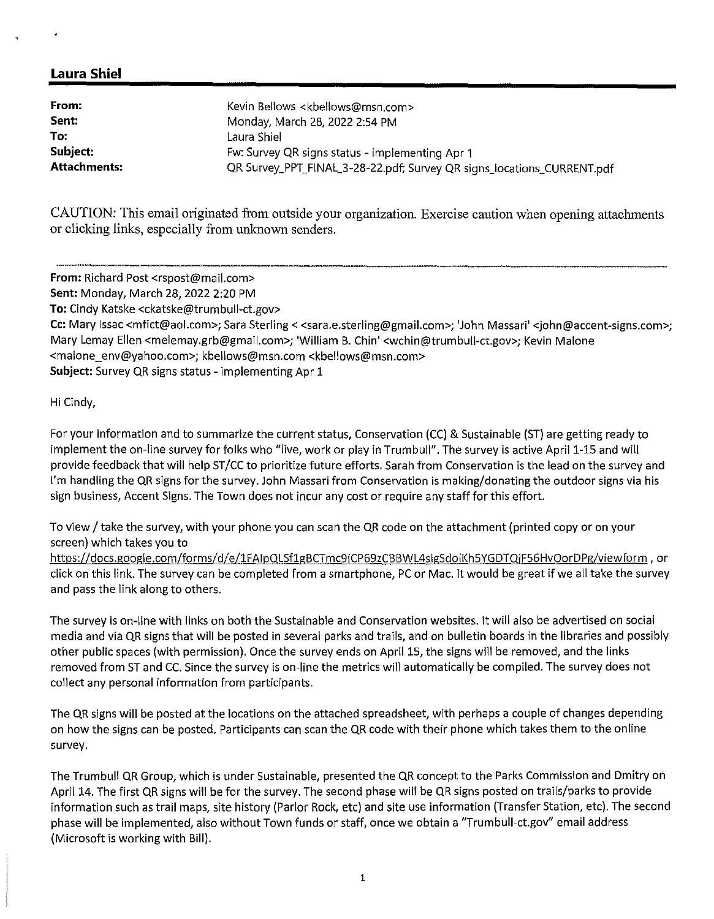## Laura Shiel

**From:** Kevin Bellows <kbellows@msn.com>
**Sent:** Monday, March 28, 2022 2:54 PM
**To:** Laura Shiel
**Subject:** Fw: Survey QR signs status - implementing Apr 1
**Attachments:** QR Survey_PPT_FINAL_3-28-22.pdf; Survey QR signs_locations_CURRENT.pdf

CAUTION: This email originated from outside your organization. Exercise caution when opening attachments or clicking links, especially from unknown senders.

---

**From:** Richard Post <rspost@mail.com>
**Sent:** Monday, March 28, 2022 2:20 PM
**To:** Cindy Katske <ckatske@trumbull-ct.gov>
**Cc:** Mary Issac <mfict@aol.com>; Sara Sterling < <sara.e.sterling@gmail.com>; 'John Massari' <john@accent-signs.com>; Mary Lemay Ellen <melemay.grb@gmail.com>; 'William B. Chin' <wchin@trumbull-ct.gov>; Kevin Malone <malone_env@yahoo.com>; kbellows@msn.com <kbellows@msn.com>
**Subject:** Survey QR signs status - implementing Apr 1

Hi Cindy,

For your information and to summarize the current status, Conservation (CC) & Sustainable (ST) are getting ready to implement the on-line survey for folks who "live, work or play in Trumbull". The survey is active April 1-15 and will provide feedback that will help ST/CC to prioritize future efforts. Sarah from Conservation is the lead on the survey and I'm handling the QR signs for the survey. John Massari from Conservation is making/donating the outdoor signs via his sign business, Accent Signs. The Town does not incur any cost or require any staff for this effort.

To view / take the survey, with your phone you can scan the QR code on the attachment (printed copy or on your screen) which takes you to https://docs.google.com/forms/d/e/1FAIpQLSf1gBCTmc9jCP69zCBBWL4slgSdoiKh5YGDTQjF56HvOorDPg/viewform , or click on this link. The survey can be completed from a smartphone, PC or Mac. It would be great if we all take the survey and pass the link along to others.

The survey is on-line with links on both the Sustainable and Conservation websites. It will also be advertised on social media and via QR signs that will be posted in several parks and trails, and on bulletin boards in the libraries and possibly other public spaces (with permission). Once the survey ends on April 15, the signs will be removed, and the links removed from ST and CC. Since the survey is on-line the metrics will automatically be compiled. The survey does not collect any personal information from participants.

The QR signs will be posted at the locations on the attached spreadsheet, with perhaps a couple of changes depending on how the signs can be posted. Participants can scan the QR code with their phone which takes them to the online survey.

The Trumbull QR Group, which is under Sustainable, presented the QR concept to the Parks Commission and Dmitry on April 14. The first QR signs will be for the survey. The second phase will be QR signs posted on trails/parks to provide information such as trail maps, site history (Parlor Rock, etc) and site use information (Transfer Station, etc). The second phase will be implemented, also without Town funds or staff, once we obtain a "Trumbull-ct.gov" email address (Microsoft is working with Bill).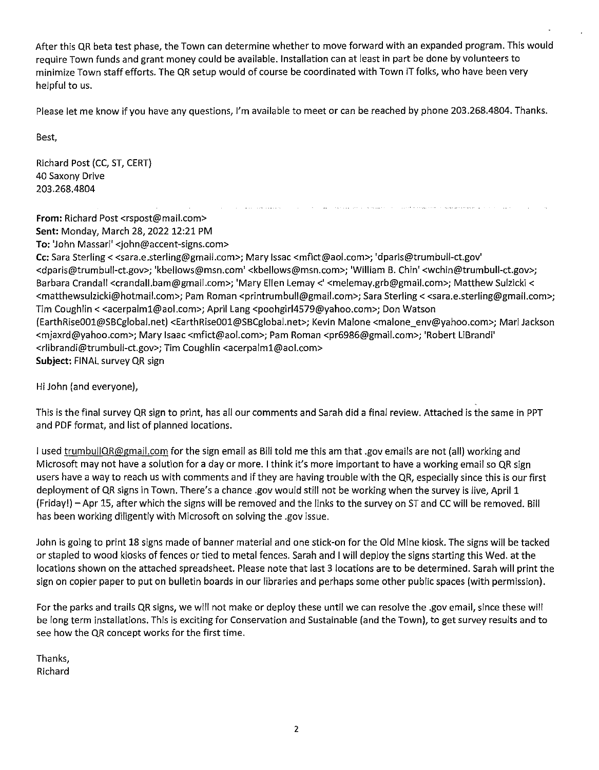After this QR beta test phase, the Town can determine whether to move forward with an expanded program. This would require Town funds and grant money could be available. Installation can at least in part be done by volunteers to minimize Town staff efforts. The QR setup would of course be coordinated with Town IT folks, who have been very helpful to us.

Please let me know if you have any questions, I'm available to meet or can be reached by phone 203.268.4804. Thanks.

Best,

Richard Post (CC, ST, CERT)
40 Saxony Drive
203.268.4804

**From:** Richard Post <rspost@mail.com>
**Sent:** Monday, March 28, 2022 12:21 PM
**To:** 'John Massari' <john@accent-signs.com>
**Cc:** Sara Sterling < <sara.e.sterling@gmail.com>; Mary Issac <mfict@aol.com>; 'dparis@trumbull-ct.gov' <dparis@trumbull-ct.gov>; 'kbellows@msn.com' <kbellows@msn.com>; 'William B. Chin' <wchin@trumbull-ct.gov>; Barbara Crandall <crandall.bam@gmail.com>; 'Mary Ellen Lemay <' <melemay.grb@gmail.com>; Matthew Sulzicki < <matthewsulzicki@hotmail.com>; Pam Roman <printrumbull@gmail.com>; Sara Sterling < <sara.e.sterling@gmail.com>; Tim Coughlin < <acerpalm1@aol.com>; April Lang <poohgirl4579@yahoo.com>; Don Watson (EarthRise001@SBCglobal.net) <EarthRise001@SBCglobal.net>; Kevin Malone <malone_env@yahoo.com>; Mari Jackson <mjaxrd@yahoo.com>; Mary Isaac <mfict@aol.com>; Pam Roman <pr6986@gmail.com>; 'Robert LiBrandi' <rlibrandi@trumbull-ct.gov>; Tim Coughlin <acerpalm1@aol.com>
**Subject:** FINAL survey QR sign

Hi John (and everyone),

This is the final survey QR sign to print, has all our comments and Sarah did a final review. Attached is the same in PPT and PDF format, and list of planned locations.

I used trumbullQR@gmail.com for the sign email as Bill told me this am that .gov emails are not (all) working and Microsoft may not have a solution for a day or more. I think it's more important to have a working email so QR sign users have a way to reach us with comments and if they are having trouble with the QR, especially since this is our first deployment of QR signs in Town. There's a chance .gov would still not be working when the survey is live, April 1 (Friday!) – Apr 15, after which the signs will be removed and the links to the survey on ST and CC will be removed. Bill has been working diligently with Microsoft on solving the .gov issue.

John is going to print 18 signs made of banner material and one stick-on for the Old Mine kiosk. The signs will be tacked or stapled to wood kiosks of fences or tied to metal fences. Sarah and I will deploy the signs starting this Wed. at the locations shown on the attached spreadsheet. Please note that last 3 locations are to be determined. Sarah will print the sign on copier paper to put on bulletin boards in our libraries and perhaps some other public spaces (with permission).

For the parks and trails QR signs, we will not make or deploy these until we can resolve the .gov email, since these will be long term installations. This is exciting for Conservation and Sustainable (and the Town), to get survey results and to see how the QR concept works for the first time.

Thanks,
Richard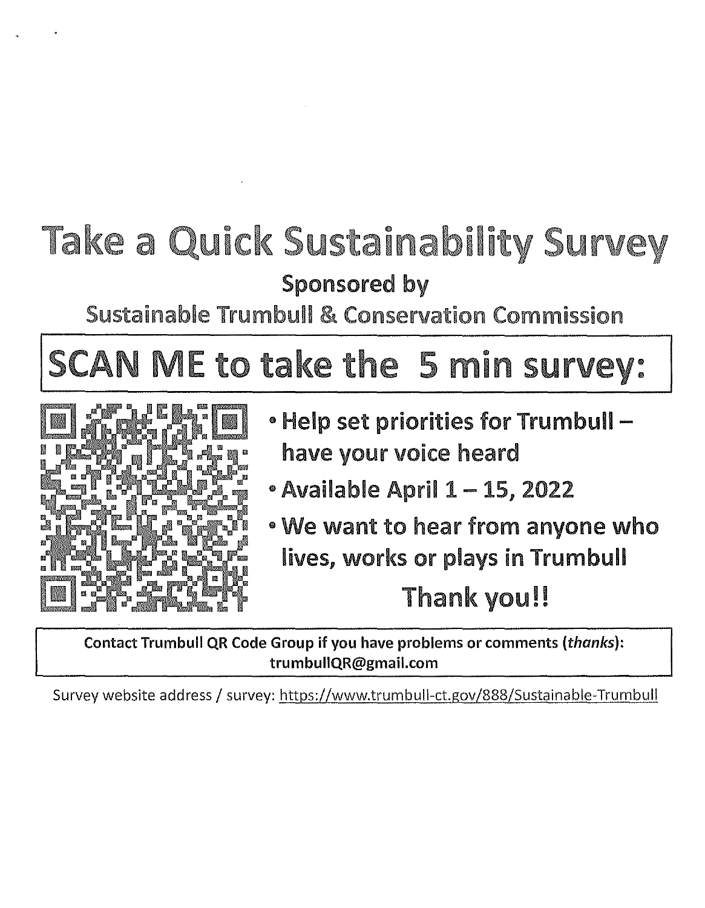# Take a Quick Sustainability Survey

**Sponsored by**

Sustainable Trumbull & Conservation Commission

## SCAN ME to take the 5 min survey:

- **Help set priorities for Trumbull – have your voice heard**
- **Available April 1 – 15, 2022**
- **We want to hear from anyone who lives, works or plays in Trumbull**

**Thank you!!**

**Contact Trumbull QR Code Group if you have problems or comments (*thanks*): trumbullQR@gmail.com**

Survey website address / survey: https://www.trumbull-ct.gov/888/Sustainable-Trumbull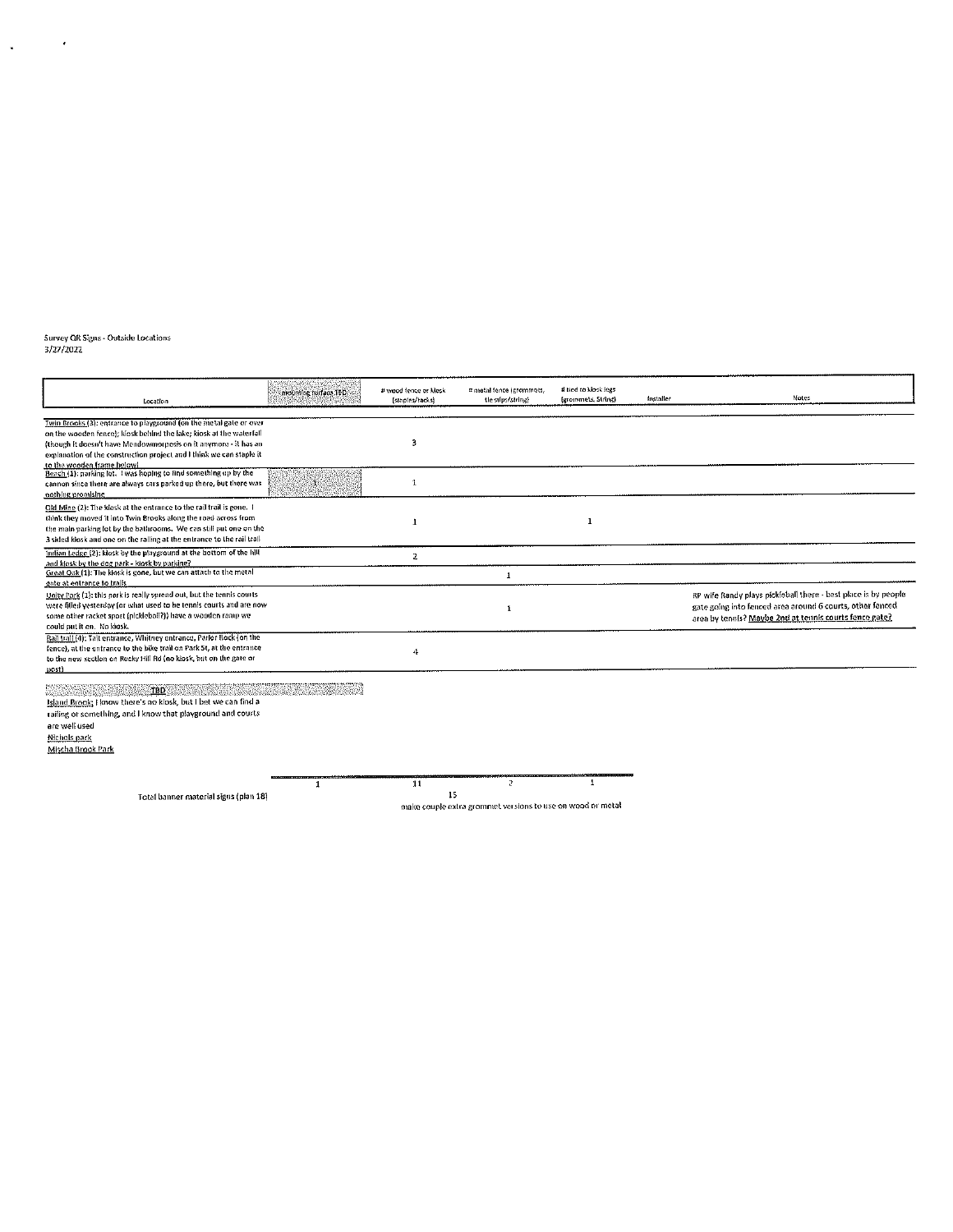Survey QR Signs - Outside Locations
3/27/2022

| Location | mounting surface TBD | # wood fence or kiosk (staples/tacks) | # metal fence (grommets, tie snips/string) | # tied to kiosk legs (grommets, String) | Installer | Notes |
|---|---|---|---|---|---|---|
| Twin Brooks (3): entrance to playground (on the metal gate or over on the wooden fence); kiosk behind the lake; kiosk at the waterfall (though it doesn't have Meadowmorpesis on it anymore - it has an explanation of the construction project and I think we can staple it to the wooden frame below) | | 3 | | | | |
| Beach (1): parking lot. I was hoping to find something up by the cannon since there are always cars parked up there, but there was nothing promising | 1 | 1 | | | | |
| Old Mine (2): The kiosk at the entrance to the rail trail is gone. I think they moved it into Twin Brooks along the road across from the main parking lot by the bathrooms. We can still put one on the 3 sided kiosk and one on the railing at the entrance to the rail trail | | 1 | | 1 | | |
| Indian Ledge (2): kiosk by the playground at the bottom of the hill and kiosk by the dog park - kiosk by parking? | | 2 | | | | |
| Great Oak (1): The kiosk is gone, but we can attach to the metal gate at entrance to trails | | | 1 | | | |
| Unity Park (1): this park is really spread out, but the tennis courts were filled yesterday (or what used to be tennis courts and are now some other racket sport (pickleball?)) have a wooden ramp we could put it on. No kiosk. | | | 1 | | | RP wife Randy plays pickleball there - best place is by people gate going into fenced area around 6 courts, other fenced area by tennis? Maybe 2nd at tennis courts fence gate? |
| Rail trail (4): Tait entrance, Whitney entrance, Parlor Rock (on the fence), at the entrance to the bike trail on Park St, at the entrance to the new section on Rocky Hill Rd (no kiosk, but on the gate or post) | | 4 | | | | |

**TBD**

Island Brook: I know there's no kiosk, but I bet we can find a railing or something, and I know that playground and courts are well used

Nichols park

Mischa Brook Park

| | mounting surface TBD | # wood fence or kiosk | # metal fence | # tied to kiosk legs |
|---|---|---|---|---|
| | 1 | 11 | 2 | 1 |
| Total banner material signs (plan 18) | | 15 | | |

make couple extra grommet versions to use on wood or metal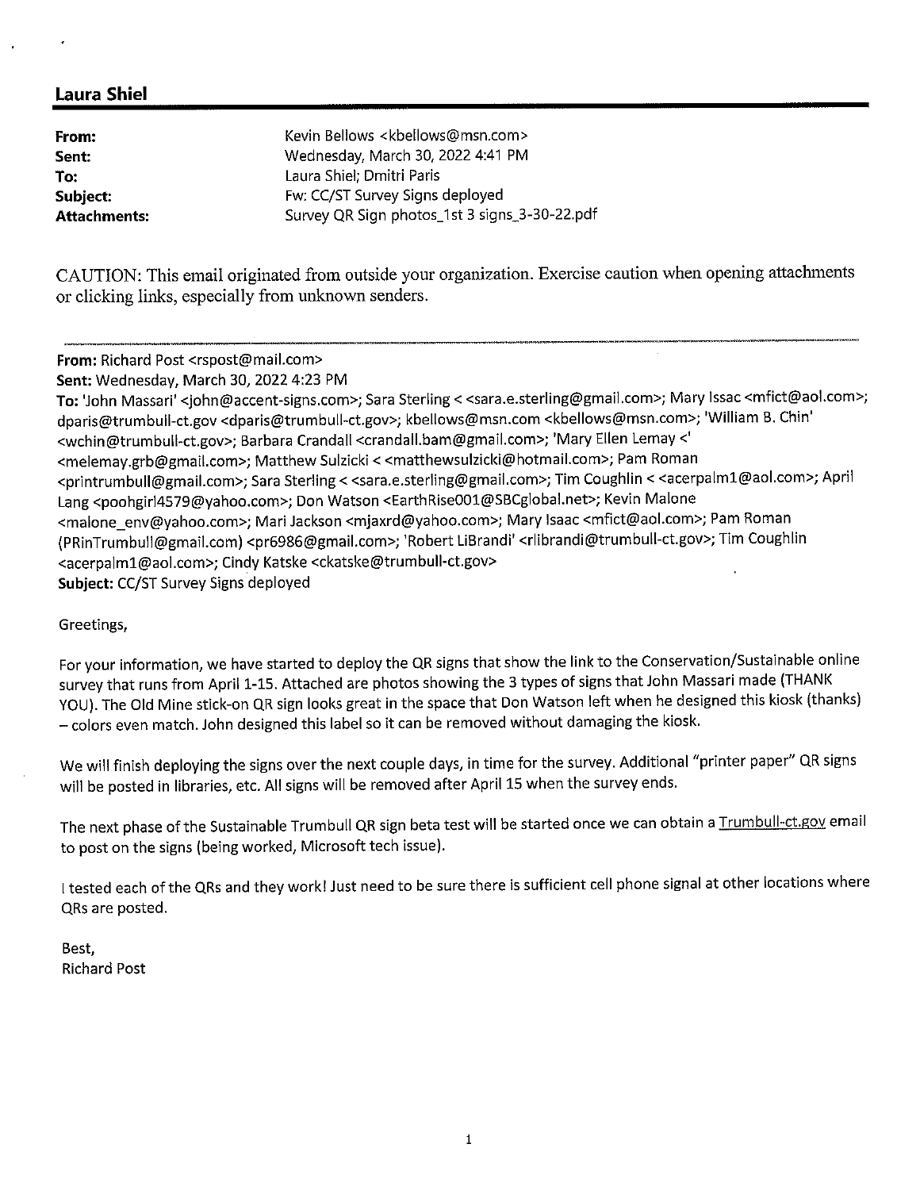## Laura Shiel

| | |
|---|---|
| **From:** | Kevin Bellows <kbellows@msn.com> |
| **Sent:** | Wednesday, March 30, 2022 4:41 PM |
| **To:** | Laura Shiel; Dmitri Paris |
| **Subject:** | Fw: CC/ST Survey Signs deployed |
| **Attachments:** | Survey QR Sign photos_1st 3 signs_3-30-22.pdf |

CAUTION: This email originated from outside your organization. Exercise caution when opening attachments or clicking links, especially from unknown senders.

---

**From:** Richard Post <rspost@mail.com>
**Sent:** Wednesday, March 30, 2022 4:23 PM
**To:** 'John Massari' <john@accent-signs.com>; Sara Sterling < <sara.e.sterling@gmail.com>; Mary Issac <mfict@aol.com>; dparis@trumbull-ct.gov <dparis@trumbull-ct.gov>; kbellows@msn.com <kbellows@msn.com>; 'William B. Chin' <wchin@trumbull-ct.gov>; Barbara Crandall <crandall.bam@gmail.com>; 'Mary Ellen Lemay <' <melemay.grb@gmail.com>; Matthew Sulzicki < <matthewsulzicki@hotmail.com>; Pam Roman <printrumbull@gmail.com>; Sara Sterling < <sara.e.sterling@gmail.com>; Tim Coughlin < <acerpalm1@aol.com>; April Lang <poohgirl4579@yahoo.com>; Don Watson <EarthRise001@SBCglobal.net>; Kevin Malone <malone_env@yahoo.com>; Mari Jackson <mjaxrd@yahoo.com>; Mary Isaac <mfict@aol.com>; Pam Roman (PRinTrumbull@gmail.com) <pr6986@gmail.com>; 'Robert LiBrandi' <rlibrandi@trumbull-ct.gov>; Tim Coughlin <acerpalm1@aol.com>; Cindy Katske <ckatske@trumbull-ct.gov>
**Subject:** CC/ST Survey Signs deployed

Greetings,

For your information, we have started to deploy the QR signs that show the link to the Conservation/Sustainable online survey that runs from April 1-15. Attached are photos showing the 3 types of signs that John Massari made (THANK YOU). The Old Mine stick-on QR sign looks great in the space that Don Watson left when he designed this kiosk (thanks) – colors even match. John designed this label so it can be removed without damaging the kiosk.

We will finish deploying the signs over the next couple days, in time for the survey. Additional "printer paper" QR signs will be posted in libraries, etc. All signs will be removed after April 15 when the survey ends.

The next phase of the Sustainable Trumbull QR sign beta test will be started once we can obtain a Trumbull-ct.gov email to post on the signs (being worked, Microsoft tech issue).

I tested each of the QRs and they work! Just need to be sure there is sufficient cell phone signal at other locations where QRs are posted.

Best,
Richard Post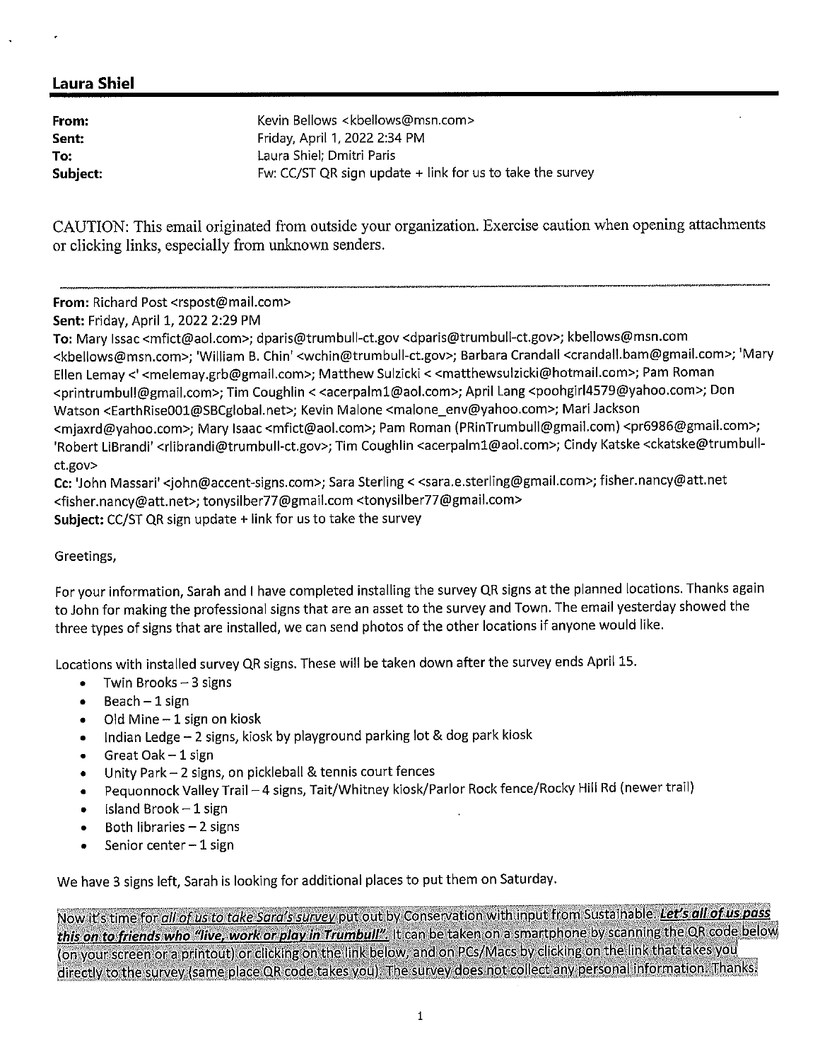## Laura Shiel

| | |
|---|---|
| **From:** | Kevin Bellows <kbellows@msn.com> |
| **Sent:** | Friday, April 1, 2022 2:34 PM |
| **To:** | Laura Shiel; Dmitri Paris |
| **Subject:** | Fw: CC/ST QR sign update + link for us to take the survey |

CAUTION: This email originated from outside your organization. Exercise caution when opening attachments or clicking links, especially from unknown senders.

---

**From:** Richard Post <rspost@mail.com>
**Sent:** Friday, April 1, 2022 2:29 PM
**To:** Mary Issac <mfict@aol.com>; dparis@trumbull-ct.gov <dparis@trumbull-ct.gov>; kbellows@msn.com <kbellows@msn.com>; 'William B. Chin' <wchin@trumbull-ct.gov>; Barbara Crandall <crandall.bam@gmail.com>; 'Mary Ellen Lemay <' <melemay.grb@gmail.com>; Matthew Sulzicki < <matthewsulzicki@hotmail.com>; Pam Roman <printrumbull@gmail.com>; Tim Coughlin < <acerpalm1@aol.com>; April Lang <poohgirl4579@yahoo.com>; Don Watson <EarthRise001@SBCglobal.net>; Kevin Malone <malone_env@yahoo.com>; Mari Jackson <mjaxrd@yahoo.com>; Mary Isaac <mfict@aol.com>; Pam Roman (PRinTrumbull@gmail.com) <pr6986@gmail.com>; 'Robert LiBrandi' <rlibrandi@trumbull-ct.gov>; Tim Coughlin <acerpalm1@aol.com>; Cindy Katske <ckatske@trumbull-ct.gov>
**Cc:** 'John Massari' <john@accent-signs.com>; Sara Sterling < <sara.e.sterling@gmail.com>; fisher.nancy@att.net <fisher.nancy@att.net>; tonysilber77@gmail.com <tonysilber77@gmail.com>
**Subject:** CC/ST QR sign update + link for us to take the survey

Greetings,

For your information, Sarah and I have completed installing the survey QR signs at the planned locations. Thanks again to John for making the professional signs that are an asset to the survey and Town. The email yesterday showed the three types of signs that are installed, we can send photos of the other locations if anyone would like.

Locations with installed survey QR signs. These will be taken down after the survey ends April 15.

- Twin Brooks – 3 signs
- Beach – 1 sign
- Old Mine – 1 sign on kiosk
- Indian Ledge – 2 signs, kiosk by playground parking lot & dog park kiosk
- Great Oak – 1 sign
- Unity Park – 2 signs, on pickleball & tennis court fences
- Pequonnock Valley Trail – 4 signs, Tait/Whitney kiosk/Parlor Rock fence/Rocky Hill Rd (newer trail)
- Island Brook – 1 sign
- Both libraries – 2 signs
- Senior center – 1 sign

We have 3 signs left, Sarah is looking for additional places to put them on Saturday.

Now it's time for *all of us to take Sara's survey* put out by Conservation with input from Sustainable. ***Let's all of us pass this on to friends who "live, work or play in Trumbull".*** It can be taken on a smartphone by scanning the QR code below (on your screen or a printout) or clicking on the link below, and on PCs/Macs by clicking on the link that takes you directly to the survey (same place QR code takes you). The survey does not collect any personal information. Thanks.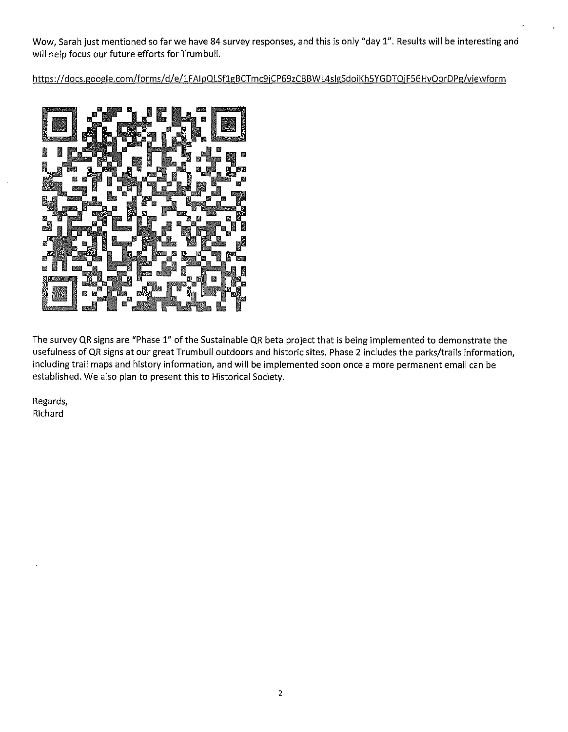Wow, Sarah just mentioned so far we have 84 survey responses, and this is only "day 1". Results will be interesting and will help focus our future efforts for Trumbull.

https://docs.google.com/forms/d/e/1FAIpQLSf1gBCTmc9jCP69zCBBWL4slgSdoiKh5YGDTQjF56HvOorDPg/viewform

The survey QR signs are "Phase 1" of the Sustainable QR beta project that is being implemented to demonstrate the usefulness of QR signs at our great Trumbull outdoors and historic sites. Phase 2 includes the parks/trails information, including trail maps and history information, and will be implemented soon once a more permanent email can be established. We also plan to present this to Historical Society.

Regards,
Richard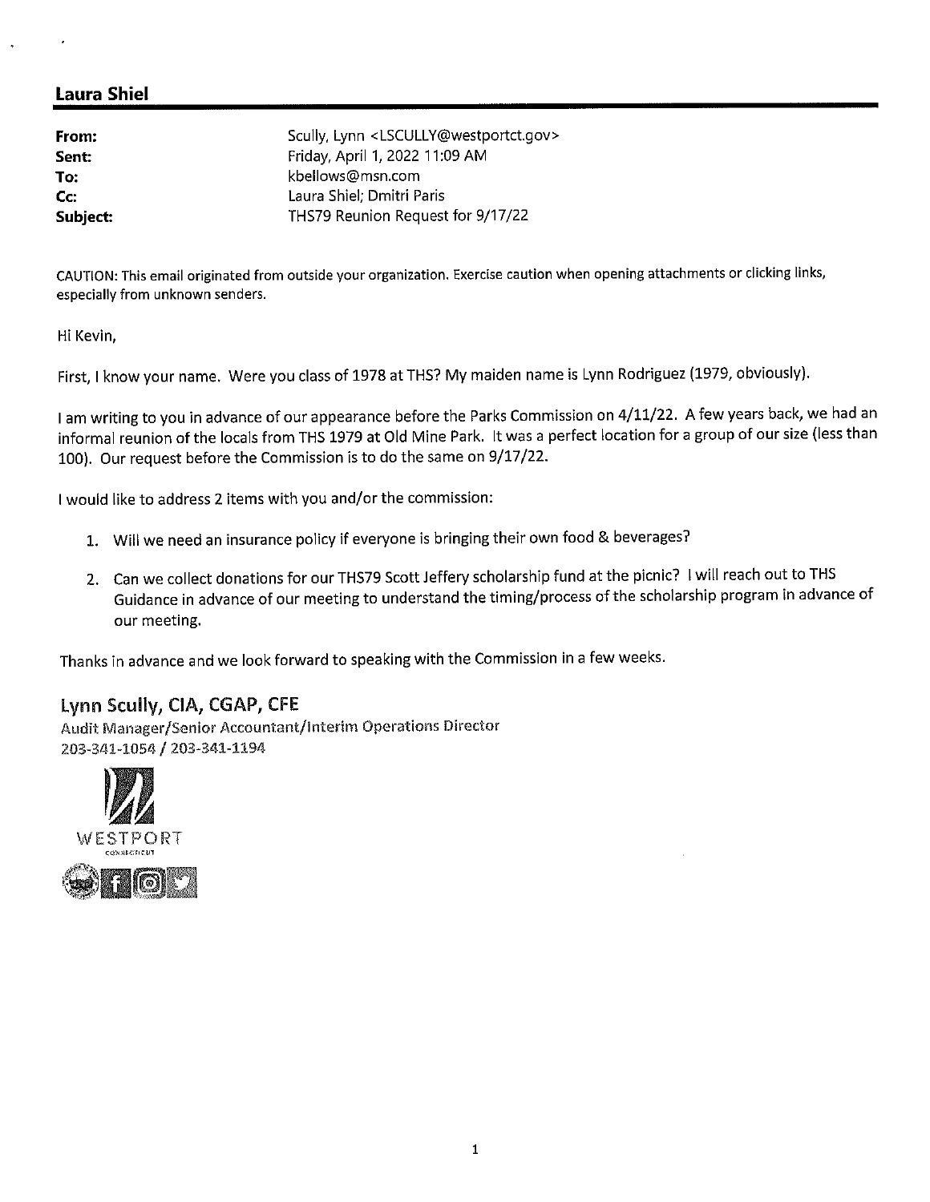## Laura Shiel

| | |
|---|---|
| **From:** | Scully, Lynn <LSCULLY@westportct.gov> |
| **Sent:** | Friday, April 1, 2022 11:09 AM |
| **To:** | kbellows@msn.com |
| **Cc:** | Laura Shiel; Dmitri Paris |
| **Subject:** | THS79 Reunion Request for 9/17/22 |

CAUTION: This email originated from outside your organization. Exercise caution when opening attachments or clicking links, especially from unknown senders.

Hi Kevin,

First, I know your name. Were you class of 1978 at THS? My maiden name is Lynn Rodriguez (1979, obviously).

I am writing to you in advance of our appearance before the Parks Commission on 4/11/22. A few years back, we had an informal reunion of the locals from THS 1979 at Old Mine Park. It was a perfect location for a group of our size (less than 100). Our request before the Commission is to do the same on 9/17/22.

I would like to address 2 items with you and/or the commission:

1. Will we need an insurance policy if everyone is bringing their own food & beverages?
2. Can we collect donations for our THS79 Scott Jeffery scholarship fund at the picnic? I will reach out to THS Guidance in advance of our meeting to understand the timing/process of the scholarship program in advance of our meeting.

Thanks in advance and we look forward to speaking with the Commission in a few weeks.

**Lynn Scully, CIA, CGAP, CFE**
Audit Manager/Senior Accountant/Interim Operations Director
203-341-1054 / 203-341-1194

WESTPORT
CONNECTICUT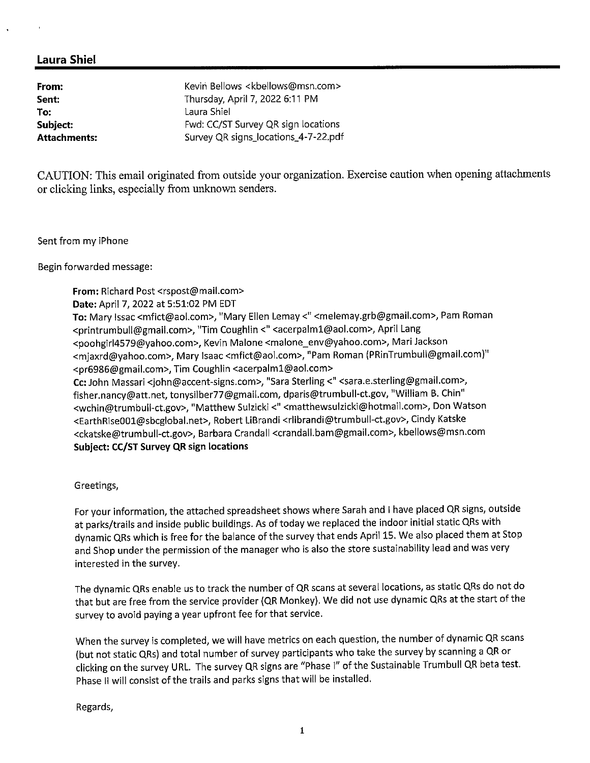## Laura Shiel

| | |
|---|---|
| **From:** | Kevin Bellows <kbellows@msn.com> |
| **Sent:** | Thursday, April 7, 2022 6:11 PM |
| **To:** | Laura Shiel |
| **Subject:** | Fwd: CC/ST Survey QR sign locations |
| **Attachments:** | Survey QR signs_locations_4-7-22.pdf |

CAUTION: This email originated from outside your organization. Exercise caution when opening attachments or clicking links, especially from unknown senders.

Sent from my iPhone

Begin forwarded message:

> **From:** Richard Post <rspost@mail.com>
> **Date:** April 7, 2022 at 5:51:02 PM EDT
> **To:** Mary Issac <mfict@aol.com>, "Mary Ellen Lemay <" <melemay.grb@gmail.com>, Pam Roman <printrumbull@gmail.com>, "Tim Coughlin <" <acerpalm1@aol.com>, April Lang <poohgirl4579@yahoo.com>, Kevin Malone <malone_env@yahoo.com>, Mari Jackson <mjaxrd@yahoo.com>, Mary Isaac <mfict@aol.com>, "Pam Roman (PRinTrumbull@gmail.com)" <pr6986@gmail.com>, Tim Coughlin <acerpalm1@aol.com>
> **Cc:** John Massari <john@accent-signs.com>, "Sara Sterling <" <sara.e.sterling@gmail.com>, fisher.nancy@att.net, tonysilber77@gmail.com, dparis@trumbull-ct.gov, "William B. Chin" <wchin@trumbull-ct.gov>, "Matthew Sulzicki <" <matthewsulzicki@hotmail.com>, Don Watson <EarthRise001@sbcglobal.net>, Robert LiBrandi <rlibrandi@trumbull-ct.gov>, Cindy Katske <ckatske@trumbull-ct.gov>, Barbara Crandall <crandall.bam@gmail.com>, kbellows@msn.com
> **Subject: CC/ST Survey QR sign locations**
>
> Greetings,
>
> For your information, the attached spreadsheet shows where Sarah and I have placed QR signs, outside at parks/trails and inside public buildings. As of today we replaced the indoor initial static QRs with dynamic QRs which is free for the balance of the survey that ends April 15. We also placed them at Stop and Shop under the permission of the manager who is also the store sustainability lead and was very interested in the survey.
>
> The dynamic QRs enable us to track the number of QR scans at several locations, as static QRs do not do that but are free from the service provider (QR Monkey). We did not use dynamic QRs at the start of the survey to avoid paying a year upfront fee for that service.
>
> When the survey is completed, we will have metrics on each question, the number of dynamic QR scans (but not static QRs) and total number of survey participants who take the survey by scanning a QR or clicking on the survey URL. The survey QR signs are "Phase I" of the Sustainable Trumbull QR beta test. Phase II will consist of the trails and parks signs that will be installed.
>
> Regards,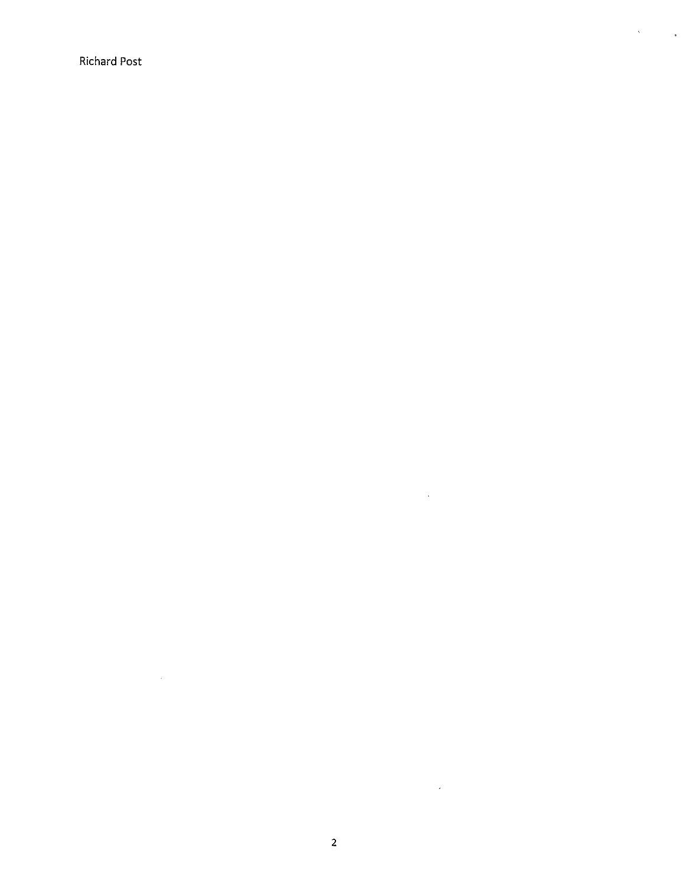Richard Post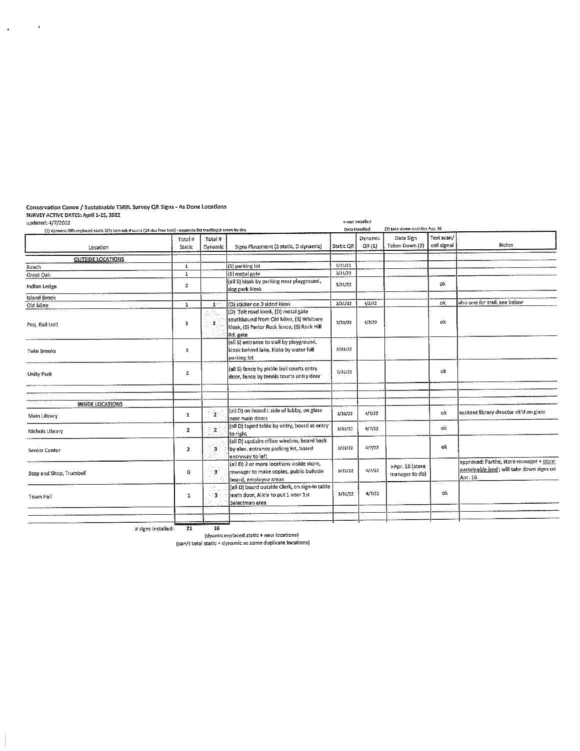Conservation Comm / Sustainable TMBL Survey QR Signs - As Done Locations

SURVEY ACTIVE DATES: April 1-15, 2022

updated: 4/7/2022

(1) dynamic QRs replaced static QRs to track # scans (14 day free trial) - separate list tracking # scans by day

x=not installed

(2) take down on/after Apr. 16

| Location | Total # Static | Total # Dynamic | Signs Placement (S static, D dynamic) | Date Installed Static QR | Date Installed Dynamic QR (1) | Date Sign Taken Down (2) | Test scan/ cell signal | Notes |
|---|---|---|---|---|---|---|---|---|
| **OUTSIDE LOCATIONS** | | | | | | | | |
| Beach | 1 | | (S) parking lot | 3/31/22 | | | | |
| Great Oak | 1 | | (S) metal gate | 3/31/22 | | | | |
| Indian Ledge | 2 | | (all S) kiosk by parking near playground, dog park kiosk | 3/31/22 | | | ok | |
| Island Brook | | | | | | | | |
| Old Mine | 1 | 1 | (D) sticker on 3 sided kiosk | 3/31/22 | 4/2/22 | | ok | also one for trail, see below |
| Peq. Rail trail | 5 | 2 | (D) Tait road kiosk, (D) metal gate southbound from Old Mine, (S) Whitney kiosk, (S) Parlor Rock fence, (S) Rock Hill Rd. gate | 3/31/22 | 4/2/22 | | ok | |
| Twin Brooks | 3 | | (all S) entrance to trail by playground, kiosk behind lake, kioks by water fall parking lot | 3/31/22 | | | | |
| Unity Park | 2 | | (all S) fence by pickle ball courts entry door, fence by tennis courts entry door | 3/31/22 | | | ok | |
| | | | | | | | | |
| **INSIDE LOCATIONS** | | | | | | | | |
| Main Library | 1 | 2 | (all D) on board L side of lobby, on glass near main doors | 3/31/22 | 4/7/22 | | ok | assitant library director ok'd on glass |
| Nichols Library | 2 | 2 | (all D) taped table by entry, board at entry to right | 3/31/22 | 4/7/22 | | ok | |
| Senior Center | 2 | 3 | (all D) upstairs office window, board back by elev. entrance parking lot, board entryway to left | 3/31/22 | 4/7/22 | | ok | |
| Stop and Shop, Trumbull | 0 | 3 | (all D) 2 or more locations inside store, manager to make copies, public bulletin board, employee areas | 3/31/22 | 4/7/22 | >Apr. 16 (store manager to do) | | approved: Parthe, store manager + *store sustainable lead*; will take down signs on Apr. 16 |
| Town Hall | 1 | 3 | (all D) board outside Clerk, on sign-in table main door, Alicia to put 1 near 1st Selectman area | 3/31/22 | 4/7/22 | | ok | |
| # signs installed: | 21 | 16 | | | | | | |

(dyamic replaced static + new locations)

(can't total static + dynamic as some duplicate locations)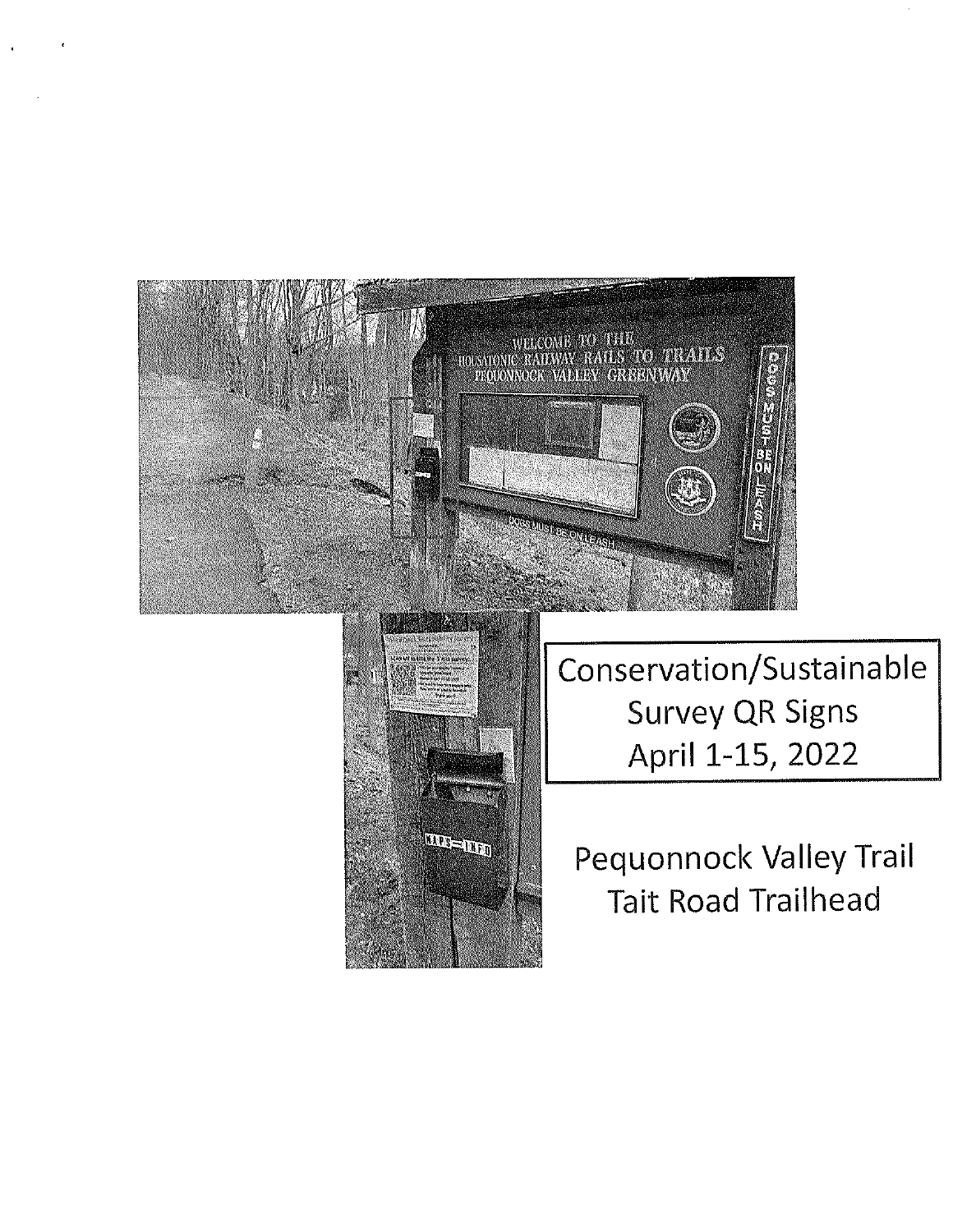Conservation/Sustainable Survey QR Signs April 1-15, 2022

Pequonnock Valley Trail Tait Road Trailhead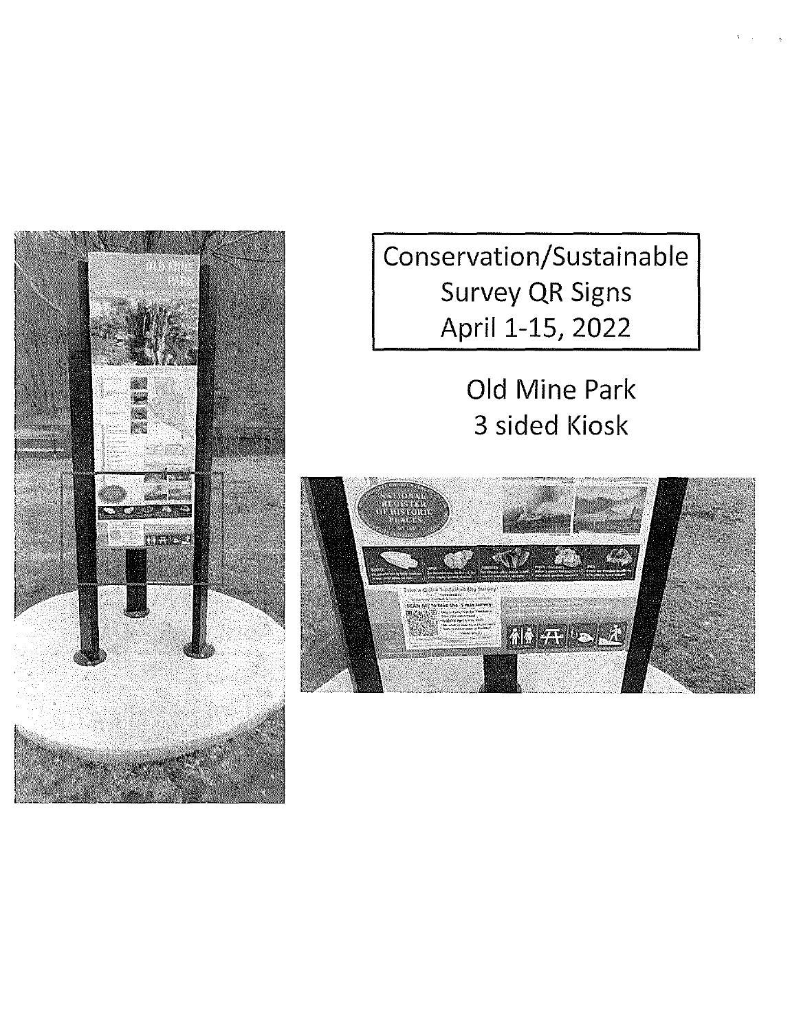Conservation/Sustainable Survey QR Signs
April 1-15, 2022

Old Mine Park
3 sided Kiosk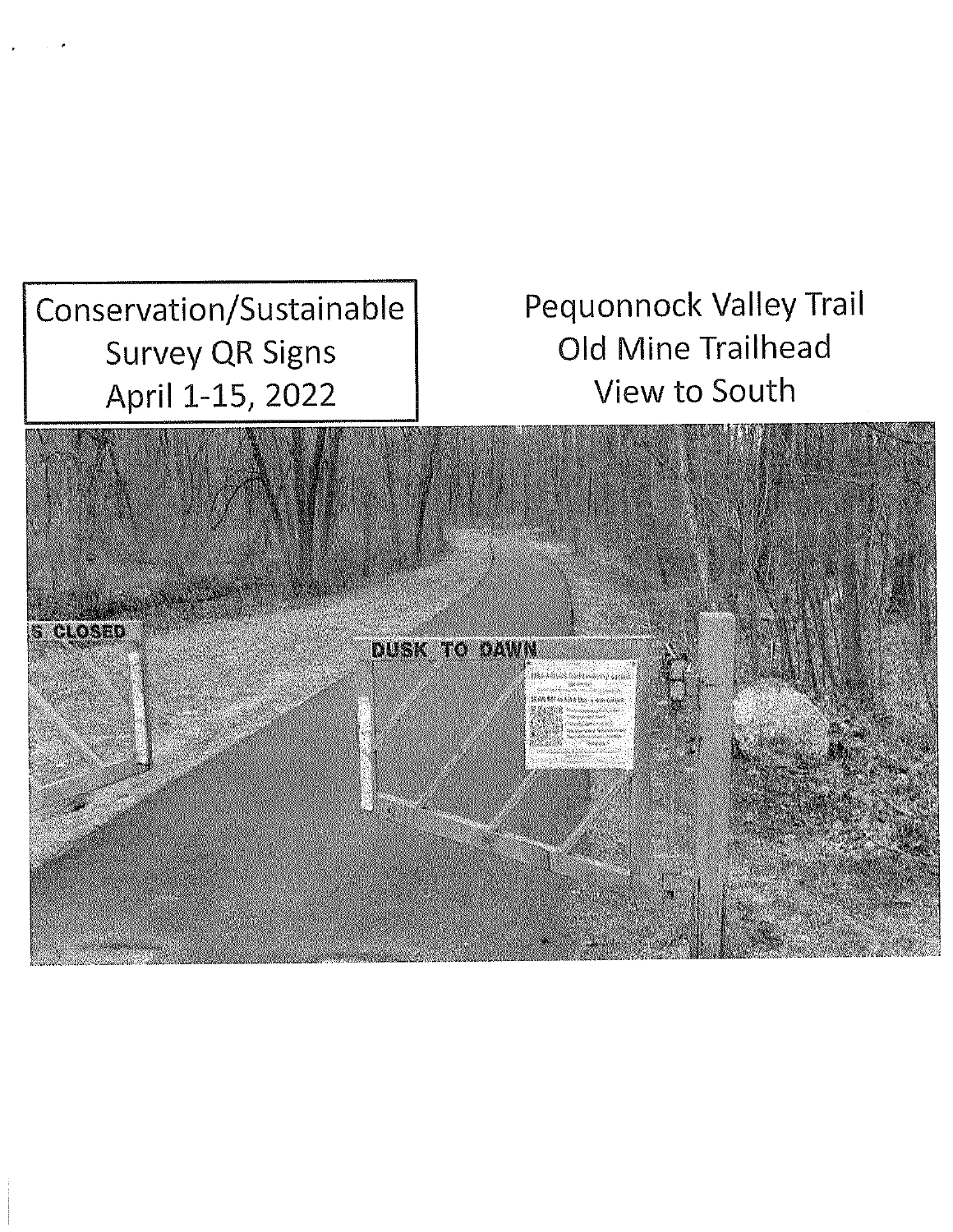Conservation/Sustainable
Survey QR Signs
April 1-15, 2022

Pequonnock Valley Trail
Old Mine Trailhead
View to South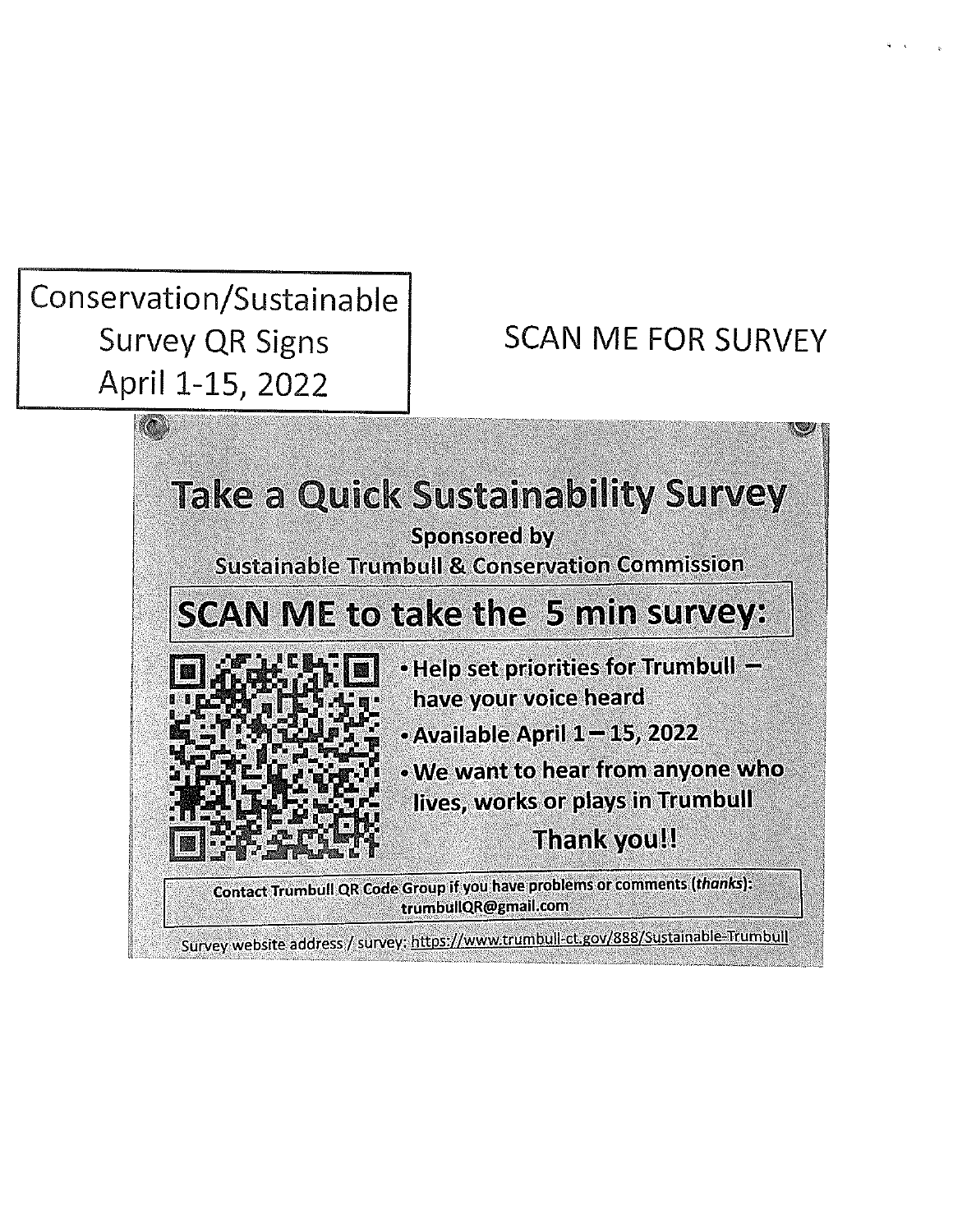Conservation/Sustainable
Survey QR Signs
April 1-15, 2022

SCAN ME FOR SURVEY

# Take a Quick Sustainability Survey

**Sponsored by**
**Sustainable Trumbull & Conservation Commission**

## SCAN ME to take the 5 min survey:

- **Help set priorities for Trumbull – have your voice heard**
- **Available April 1 – 15, 2022**
- **We want to hear from anyone who lives, works or plays in Trumbull**

**Thank you!!**

**Contact Trumbull QR Code Group if you have problems or comments (*thanks*): trumbullQR@gmail.com**

Survey website address / survey: https://www.trumbull-ct.gov/888/Sustainable-Trumbull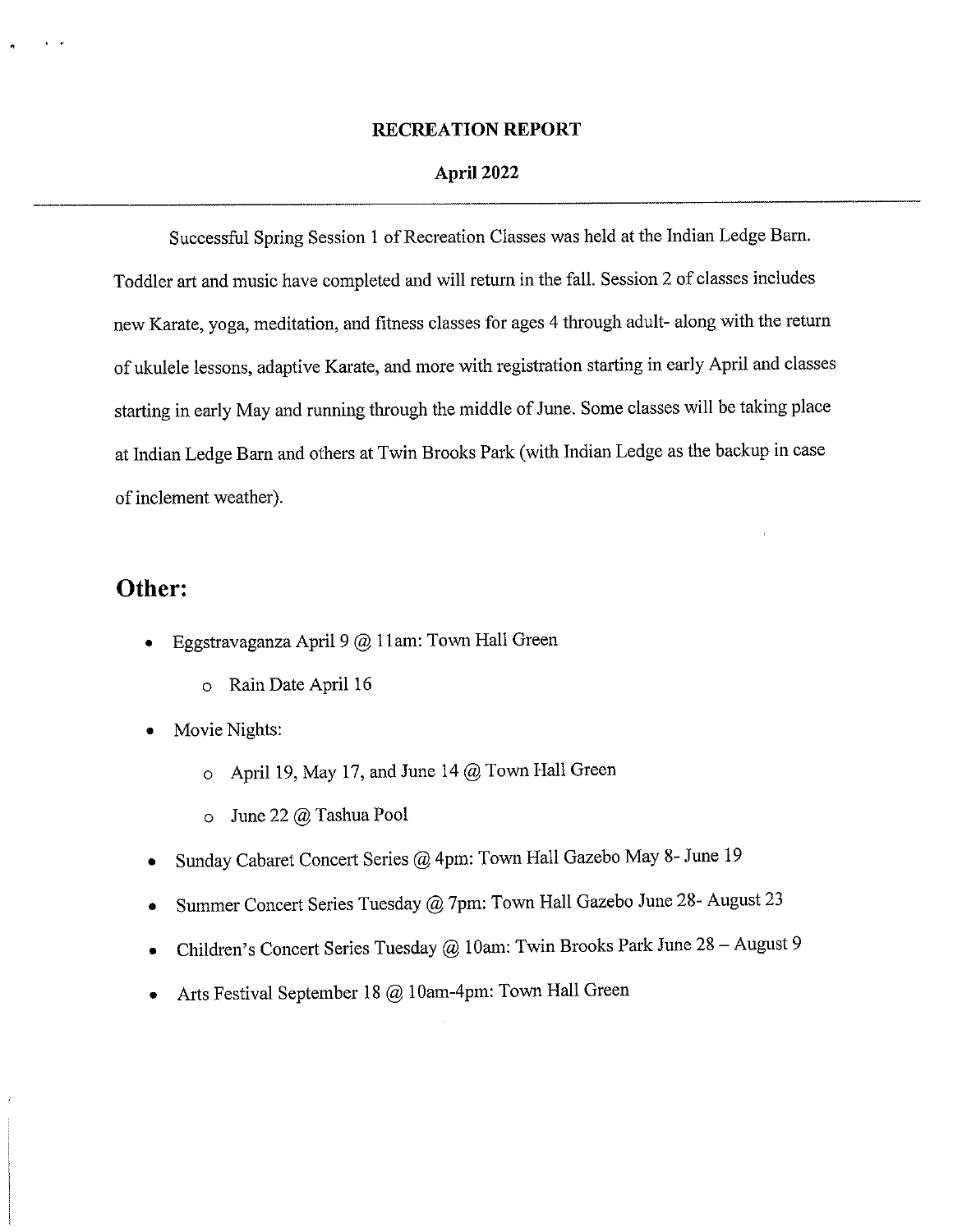**RECREATION REPORT**

**April 2022**

---

Successful Spring Session 1 of Recreation Classes was held at the Indian Ledge Barn. Toddler art and music have completed and will return in the fall. Session 2 of classes includes new Karate, yoga, meditation, and fitness classes for ages 4 through adult- along with the return of ukulele lessons, adaptive Karate, and more with registration starting in early April and classes starting in early May and running through the middle of June. Some classes will be taking place at Indian Ledge Barn and others at Twin Brooks Park (with Indian Ledge as the backup in case of inclement weather).

## Other:

- Eggstravaganza April 9 @ 11am: Town Hall Green
    - Rain Date April 16
- Movie Nights:
    - April 19, May 17, and June 14 @ Town Hall Green
    - June 22 @ Tashua Pool
- Sunday Cabaret Concert Series @ 4pm: Town Hall Gazebo May 8- June 19
- Summer Concert Series Tuesday @ 7pm: Town Hall Gazebo June 28- August 23
- Children's Concert Series Tuesday @ 10am: Twin Brooks Park June 28 – August 9
- Arts Festival September 18 @ 10am-4pm: Town Hall Green